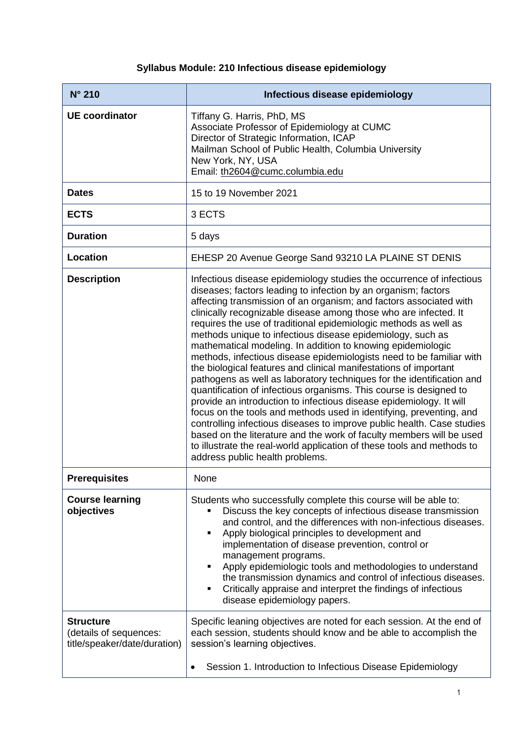# Syllabus Module: 210 Infectious disease epidemiology

| N° 210 | Infectious disease epidemiology |
|---|---|
| **UE coordinator** | Tiffany G. Harris, PhD, MS<br>Associate Professor of Epidemiology at CUMC<br>Director of Strategic Information, ICAP<br>Mailman School of Public Health, Columbia University<br>New York, NY, USA<br>Email: th2604@cumc.columbia.edu |
| **Dates** | 15 to 19 November 2021 |
| **ECTS** | 3 ECTS |
| **Duration** | 5 days |
| **Location** | EHESP 20 Avenue George Sand 93210 LA PLAINE ST DENIS |
| **Description** | Infectious disease epidemiology studies the occurrence of infectious diseases; factors leading to infection by an organism; factors affecting transmission of an organism; and factors associated with clinically recognizable disease among those who are infected. It requires the use of traditional epidemiologic methods as well as methods unique to infectious disease epidemiology, such as mathematical modeling. In addition to knowing epidemiologic methods, infectious disease epidemiologists need to be familiar with the biological features and clinical manifestations of important pathogens as well as laboratory techniques for the identification and quantification of infectious organisms. This course is designed to provide an introduction to infectious disease epidemiology. It will focus on the tools and methods used in identifying, preventing, and controlling infectious diseases to improve public health. Case studies based on the literature and the work of faculty members will be used to illustrate the real-world application of these tools and methods to address public health problems. |
| **Prerequisites** | None |
| **Course learning objectives** | Students who successfully complete this course will be able to:<br>▪ Discuss the key concepts of infectious disease transmission and control, and the differences with non-infectious diseases.<br>▪ Apply biological principles to development and implementation of disease prevention, control or management programs.<br>▪ Apply epidemiologic tools and methodologies to understand the transmission dynamics and control of infectious diseases.<br>▪ Critically appraise and interpret the findings of infectious disease epidemiology papers. |
| **Structure** (details of sequences: title/speaker/date/duration) | Specific leaning objectives are noted for each session. At the end of each session, students should know and be able to accomplish the session's learning objectives.<br><br>• Session 1. Introduction to Infectious Disease Epidemiology |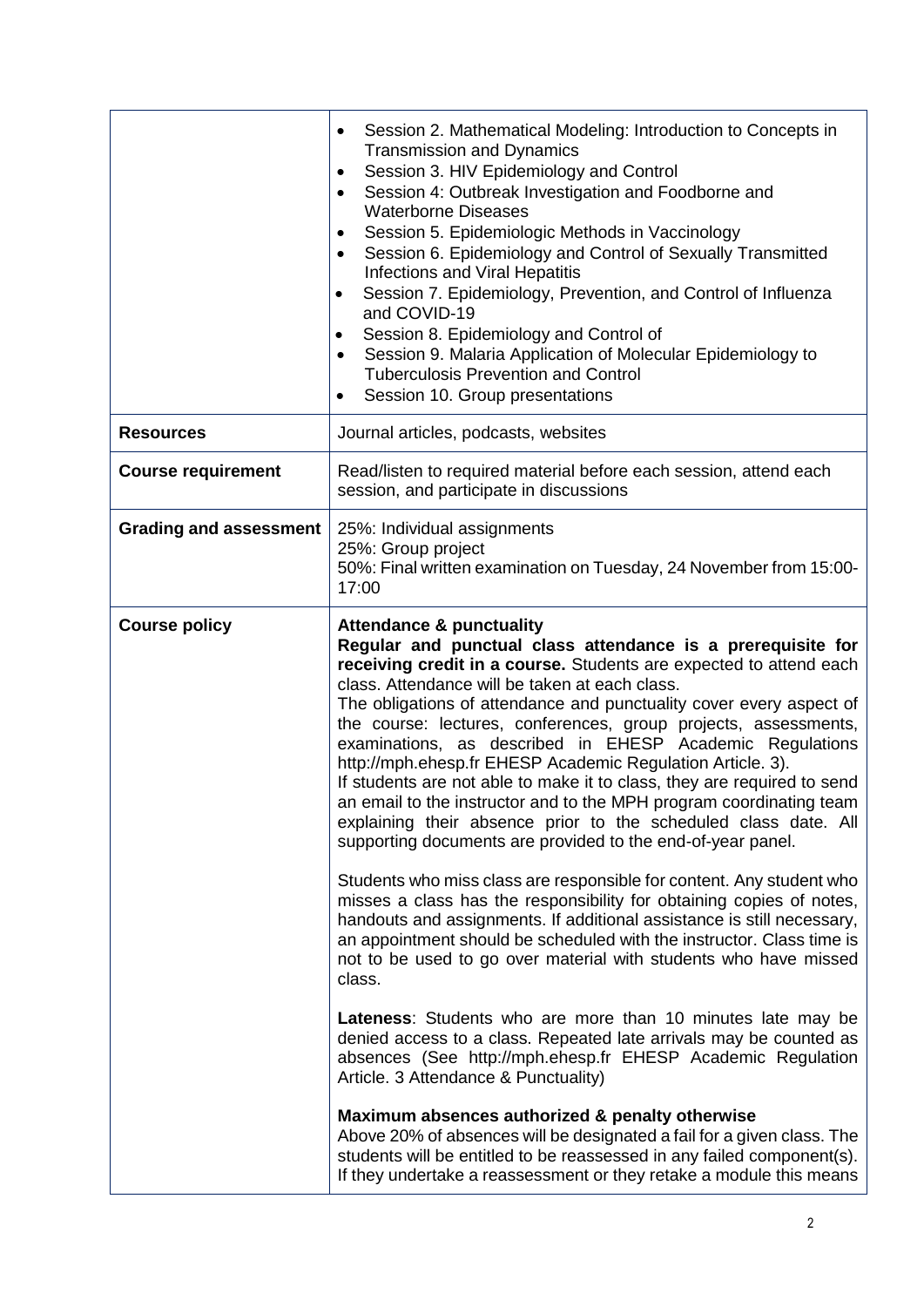| | |
|---|---|
| | • Session 2. Mathematical Modeling: Introduction to Concepts in Transmission and Dynamics<br>• Session 3. HIV Epidemiology and Control<br>• Session 4: Outbreak Investigation and Foodborne and Waterborne Diseases<br>• Session 5. Epidemiologic Methods in Vaccinology<br>• Session 6. Epidemiology and Control of Sexually Transmitted Infections and Viral Hepatitis<br>• Session 7. Epidemiology, Prevention, and Control of Influenza and COVID-19<br>• Session 8. Epidemiology and Control of<br>• Session 9. Malaria Application of Molecular Epidemiology to Tuberculosis Prevention and Control<br>• Session 10. Group presentations |
| **Resources** | Journal articles, podcasts, websites |
| **Course requirement** | Read/listen to required material before each session, attend each session, and participate in discussions |
| **Grading and assessment** | 25%: Individual assignments<br>25%: Group project<br>50%: Final written examination on Tuesday, 24 November from 15:00-17:00 |
| **Course policy** | **Attendance & punctuality**<br>**Regular and punctual class attendance is a prerequisite for receiving credit in a course.** Students are expected to attend each class. Attendance will be taken at each class.<br>The obligations of attendance and punctuality cover every aspect of the course: lectures, conferences, group projects, assessments, examinations, as described in EHESP Academic Regulations http://mph.ehesp.fr EHESP Academic Regulation Article. 3).<br>If students are not able to make it to class, they are required to send an email to the instructor and to the MPH program coordinating team explaining their absence prior to the scheduled class date. All supporting documents are provided to the end-of-year panel.<br><br>Students who miss class are responsible for content. Any student who misses a class has the responsibility for obtaining copies of notes, handouts and assignments. If additional assistance is still necessary, an appointment should be scheduled with the instructor. Class time is not to be used to go over material with students who have missed class.<br><br>**Lateness**: Students who are more than 10 minutes late may be denied access to a class. Repeated late arrivals may be counted as absences (See http://mph.ehesp.fr EHESP Academic Regulation Article. 3 Attendance & Punctuality)<br><br>**Maximum absences authorized & penalty otherwise**<br>Above 20% of absences will be designated a fail for a given class. The students will be entitled to be reassessed in any failed component(s). If they undertake a reassessment or they retake a module this means |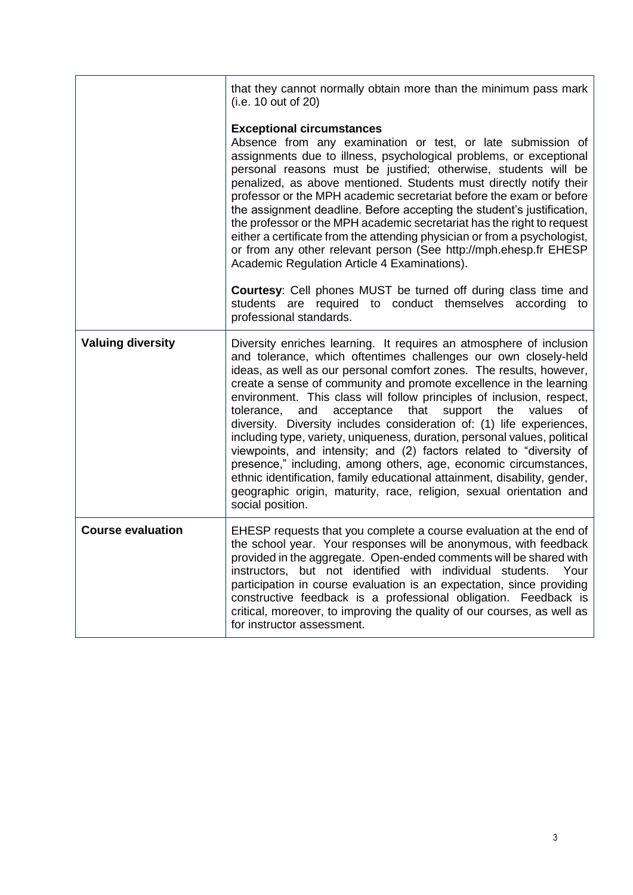| | |
|---|---|
| | that they cannot normally obtain more than the minimum pass mark (i.e. 10 out of 20)<br><br>**Exceptional circumstances**<br>Absence from any examination or test, or late submission of assignments due to illness, psychological problems, or exceptional personal reasons must be justified; otherwise, students will be penalized, as above mentioned. Students must directly notify their professor or the MPH academic secretariat before the exam or before the assignment deadline. Before accepting the student's justification, the professor or the MPH academic secretariat has the right to request either a certificate from the attending physician or from a psychologist, or from any other relevant person (See http://mph.ehesp.fr EHESP Academic Regulation Article 4 Examinations).<br><br>**Courtesy**: Cell phones MUST be turned off during class time and students are required to conduct themselves according to professional standards. |
| **Valuing diversity** | Diversity enriches learning. It requires an atmosphere of inclusion and tolerance, which oftentimes challenges our own closely-held ideas, as well as our personal comfort zones. The results, however, create a sense of community and promote excellence in the learning environment. This class will follow principles of inclusion, respect, tolerance, and acceptance that support the values of diversity. Diversity includes consideration of: (1) life experiences, including type, variety, uniqueness, duration, personal values, political viewpoints, and intensity; and (2) factors related to "diversity of presence," including, among others, age, economic circumstances, ethnic identification, family educational attainment, disability, gender, geographic origin, maturity, race, religion, sexual orientation and social position. |
| **Course evaluation** | EHESP requests that you complete a course evaluation at the end of the school year. Your responses will be anonymous, with feedback provided in the aggregate. Open-ended comments will be shared with instructors, but not identified with individual students. Your participation in course evaluation is an expectation, since providing constructive feedback is a professional obligation. Feedback is critical, moreover, to improving the quality of our courses, as well as for instructor assessment. |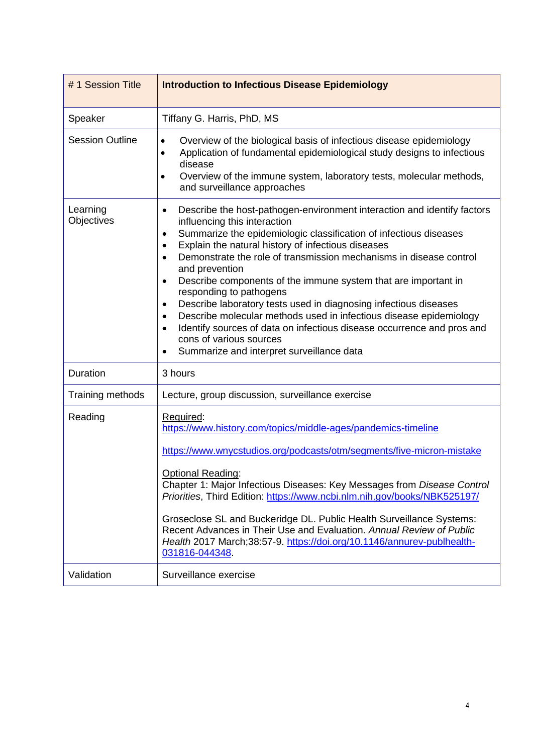| # 1 Session Title | **Introduction to Infectious Disease Epidemiology** |
|---|---|
| Speaker | Tiffany G. Harris, PhD, MS |
| Session Outline | • Overview of the biological basis of infectious disease epidemiology<br>• Application of fundamental epidemiological study designs to infectious disease<br>• Overview of the immune system, laboratory tests, molecular methods, and surveillance approaches |
| Learning Objectives | • Describe the host-pathogen-environment interaction and identify factors influencing this interaction<br>• Summarize the epidemiologic classification of infectious diseases<br>• Explain the natural history of infectious diseases<br>• Demonstrate the role of transmission mechanisms in disease control and prevention<br>• Describe components of the immune system that are important in responding to pathogens<br>• Describe laboratory tests used in diagnosing infectious diseases<br>• Describe molecular methods used in infectious disease epidemiology<br>• Identify sources of data on infectious disease occurrence and pros and cons of various sources<br>• Summarize and interpret surveillance data |
| Duration | 3 hours |
| Training methods | Lecture, group discussion, surveillance exercise |
| Reading | Required:<br>https://www.history.com/topics/middle-ages/pandemics-timeline<br><br>https://www.wnycstudios.org/podcasts/otm/segments/five-micron-mistake<br><br>Optional Reading:<br>Chapter 1: Major Infectious Diseases: Key Messages from *Disease Control Priorities*, Third Edition: https://www.ncbi.nlm.nih.gov/books/NBK525197/<br><br>Groseclose SL and Buckeridge DL. Public Health Surveillance Systems: Recent Advances in Their Use and Evaluation. *Annual Review of Public Health* 2017 March;38:57-9. https://doi.org/10.1146/annurev-publhealth-031816-044348. |
| Validation | Surveillance exercise |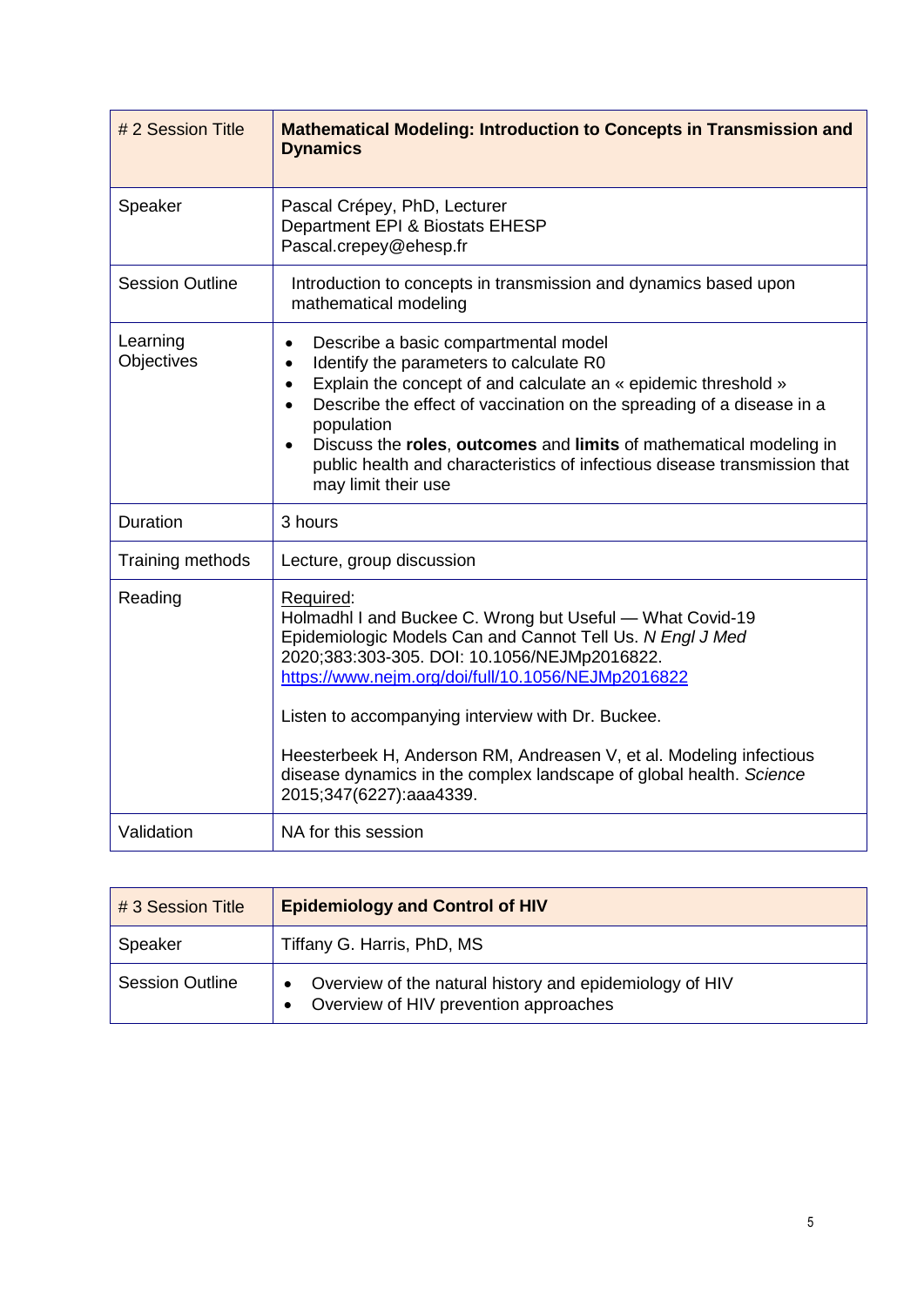| # 2 Session Title | **Mathematical Modeling: Introduction to Concepts in Transmission and Dynamics** |
|---|---|
| Speaker | Pascal Crépey, PhD, Lecturer<br>Department EPI & Biostats EHESP<br>Pascal.crepey@ehesp.fr |
| Session Outline | Introduction to concepts in transmission and dynamics based upon mathematical modeling |
| Learning Objectives | • Describe a basic compartmental model<br>• Identify the parameters to calculate R0<br>• Explain the concept of and calculate an « epidemic threshold »<br>• Describe the effect of vaccination on the spreading of a disease in a population<br>• Discuss the **roles**, **outcomes** and **limits** of mathematical modeling in public health and characteristics of infectious disease transmission that may limit their use |
| Duration | 3 hours |
| Training methods | Lecture, group discussion |
| Reading | Required:<br>Holmadhl I and Buckee C. Wrong but Useful — What Covid-19 Epidemiologic Models Can and Cannot Tell Us. *N Engl J Med* 2020;383:303-305. DOI: 10.1056/NEJMp2016822. https://www.nejm.org/doi/full/10.1056/NEJMp2016822<br><br>Listen to accompanying interview with Dr. Buckee.<br><br>Heesterbeek H, Anderson RM, Andreasen V, et al. Modeling infectious disease dynamics in the complex landscape of global health. *Science* 2015;347(6227):aaa4339. |
| Validation | NA for this session |

| # 3 Session Title | **Epidemiology and Control of HIV** |
|---|---|
| Speaker | Tiffany G. Harris, PhD, MS |
| Session Outline | • Overview of the natural history and epidemiology of HIV<br>• Overview of HIV prevention approaches |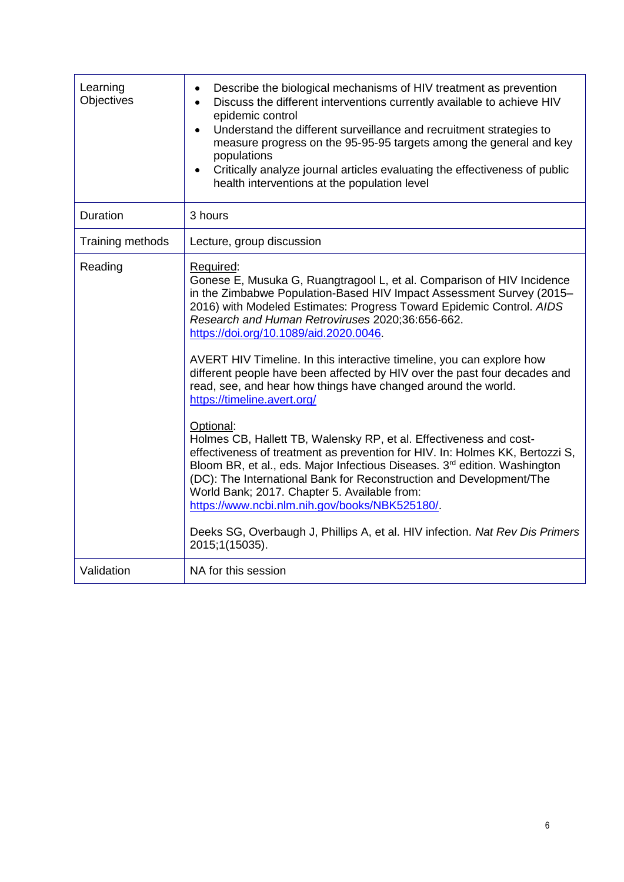| Learning Objectives | <ul><li>Describe the biological mechanisms of HIV treatment as prevention</li><li>Discuss the different interventions currently available to achieve HIV epidemic control</li><li>Understand the different surveillance and recruitment strategies to measure progress on the 95-95-95 targets among the general and key populations</li><li>Critically analyze journal articles evaluating the effectiveness of public health interventions at the population level</li></ul> |
|---|---|
| Duration | 3 hours |
| Training methods | Lecture, group discussion |
| Reading | Required:<br>Gonese E, Musuka G, Ruangtragool L, et al. Comparison of HIV Incidence in the Zimbabwe Population-Based HIV Impact Assessment Survey (2015–2016) with Modeled Estimates: Progress Toward Epidemic Control. *AIDS Research and Human Retroviruses* 2020;36:656-662. https://doi.org/10.1089/aid.2020.0046.<br><br>AVERT HIV Timeline. In this interactive timeline, you can explore how different people have been affected by HIV over the past four decades and read, see, and hear how things have changed around the world. https://timeline.avert.org/<br><br>Optional:<br>Holmes CB, Hallett TB, Walensky RP, et al. Effectiveness and cost-effectiveness of treatment as prevention for HIV. In: Holmes KK, Bertozzi S, Bloom BR, et al., eds. Major Infectious Diseases. 3rd edition. Washington (DC): The International Bank for Reconstruction and Development/The World Bank; 2017. Chapter 5. Available from: https://www.ncbi.nlm.nih.gov/books/NBK525180/.<br><br>Deeks SG, Overbaugh J, Phillips A, et al. HIV infection. *Nat Rev Dis Primers* 2015;1(15035). |
| Validation | NA for this session |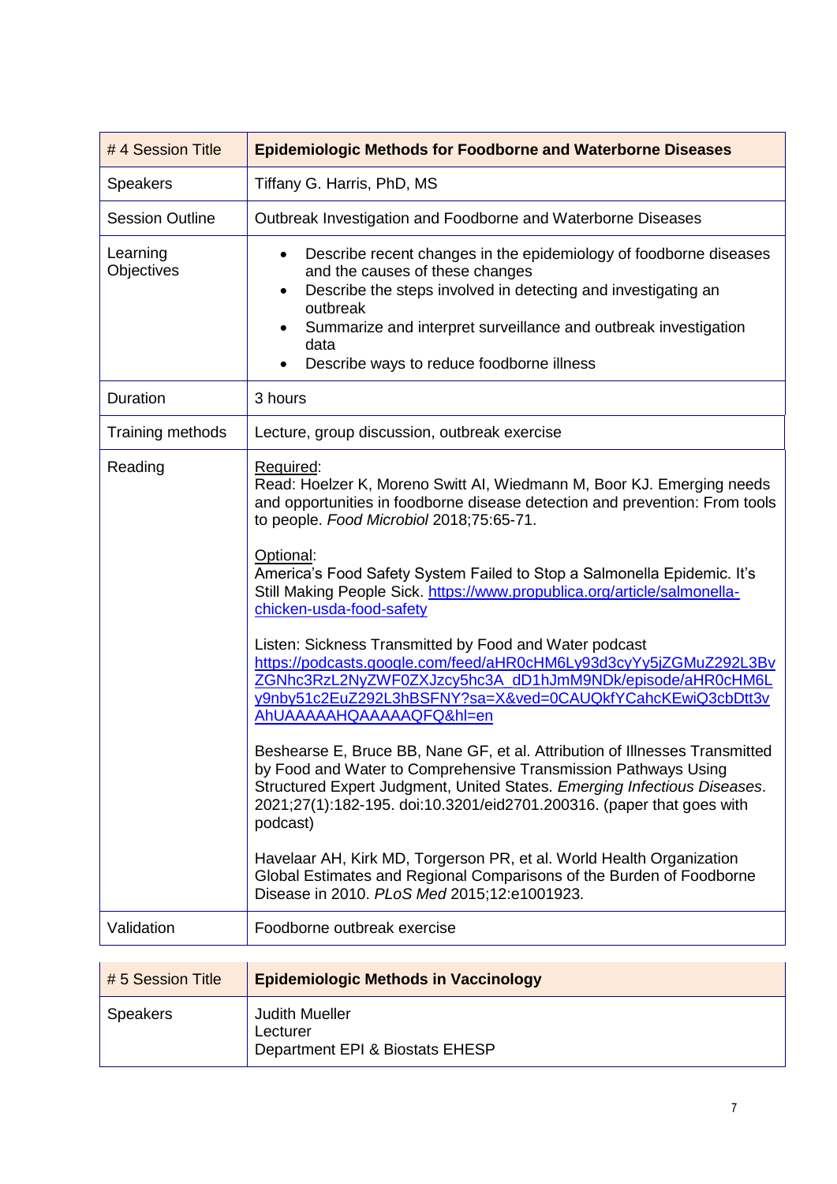| # 4 Session Title | **Epidemiologic Methods for Foodborne and Waterborne Diseases** |
|---|---|
| Speakers | Tiffany G. Harris, PhD, MS |
| Session Outline | Outbreak Investigation and Foodborne and Waterborne Diseases |
| Learning Objectives | • Describe recent changes in the epidemiology of foodborne diseases and the causes of these changes<br>• Describe the steps involved in detecting and investigating an outbreak<br>• Summarize and interpret surveillance and outbreak investigation data<br>• Describe ways to reduce foodborne illness |
| Duration | 3 hours |
| Training methods | Lecture, group discussion, outbreak exercise |
| Reading | Required:<br>Read: Hoelzer K, Moreno Switt AI, Wiedmann M, Boor KJ. Emerging needs and opportunities in foodborne disease detection and prevention: From tools to people. *Food Microbiol* 2018;75:65-71.<br><br>Optional:<br>America's Food Safety System Failed to Stop a Salmonella Epidemic. It's Still Making People Sick. https://www.propublica.org/article/salmonella-chicken-usda-food-safety<br><br>Listen: Sickness Transmitted by Food and Water podcast https://podcasts.google.com/feed/aHR0cHM6Ly93d3cyYy5jZGMuZ292L3BvZGNhc3RzL2NyZWF0ZXJzcy5hc3A_dD1hJmM9NDk/episode/aHR0cHM6Ly9nby51c2EuZ292L3hBSFNY?sa=X&ved=0CAUQkfYCahcKEwiQ3cbDtt3vAhUAAAAAHQAAAAAQFQ&hl=en<br><br>Beshearse E, Bruce BB, Nane GF, et al. Attribution of Illnesses Transmitted by Food and Water to Comprehensive Transmission Pathways Using Structured Expert Judgment, United States. *Emerging Infectious Diseases*. 2021;27(1):182-195. doi:10.3201/eid2701.200316. (paper that goes with podcast)<br><br>Havelaar AH, Kirk MD, Torgerson PR, et al. World Health Organization Global Estimates and Regional Comparisons of the Burden of Foodborne Disease in 2010. *PLoS Med* 2015;12:e1001923. |
| Validation | Foodborne outbreak exercise |

| # 5 Session Title | **Epidemiologic Methods in Vaccinology** |
|---|---|
| Speakers | Judith Mueller<br>Lecturer<br>Department EPI & Biostats EHESP |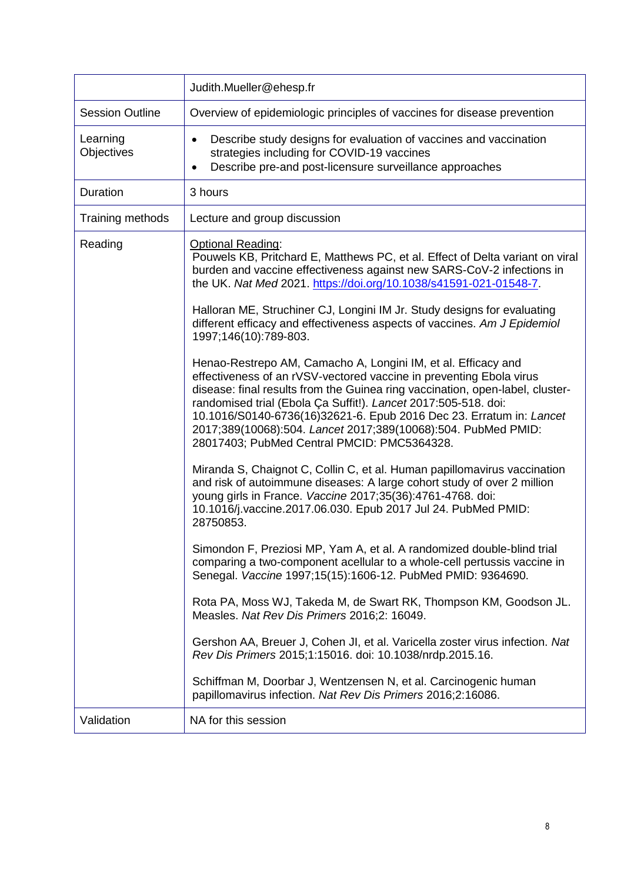| | Judith.Mueller@ehesp.fr |
|---|---|
| Session Outline | Overview of epidemiologic principles of vaccines for disease prevention |
| Learning Objectives | • Describe study designs for evaluation of vaccines and vaccination strategies including for COVID-19 vaccines<br>• Describe pre-and post-licensure surveillance approaches |
| Duration | 3 hours |
| Training methods | Lecture and group discussion |
| Reading | Optional Reading:<br>Pouwels KB, Pritchard E, Matthews PC, et al. Effect of Delta variant on viral burden and vaccine effectiveness against new SARS-CoV-2 infections in the UK. *Nat Med* 2021. https://doi.org/10.1038/s41591-021-01548-7.<br><br>Halloran ME, Struchiner CJ, Longini IM Jr. Study designs for evaluating different efficacy and effectiveness aspects of vaccines. *Am J Epidemiol* 1997;146(10):789-803.<br><br>Henao-Restrepo AM, Camacho A, Longini IM, et al. Efficacy and effectiveness of an rVSV-vectored vaccine in preventing Ebola virus disease: final results from the Guinea ring vaccination, open-label, cluster-randomised trial (Ebola Ça Suffit!). *Lancet* 2017:505-518. doi: 10.1016/S0140-6736(16)32621-6. Epub 2016 Dec 23. Erratum in: *Lancet* 2017;389(10068):504. *Lancet* 2017;389(10068):504. PubMed PMID: 28017403; PubMed Central PMCID: PMC5364328.<br><br>Miranda S, Chaignot C, Collin C, et al. Human papillomavirus vaccination and risk of autoimmune diseases: A large cohort study of over 2 million young girls in France. *Vaccine* 2017;35(36):4761-4768. doi: 10.1016/j.vaccine.2017.06.030. Epub 2017 Jul 24. PubMed PMID: 28750853.<br><br>Simondon F, Preziosi MP, Yam A, et al. A randomized double-blind trial comparing a two-component acellular to a whole-cell pertussis vaccine in Senegal. *Vaccine* 1997;15(15):1606-12. PubMed PMID: 9364690.<br><br>Rota PA, Moss WJ, Takeda M, de Swart RK, Thompson KM, Goodson JL. Measles. *Nat Rev Dis Primers* 2016;2: 16049.<br><br>Gershon AA, Breuer J, Cohen JI, et al. Varicella zoster virus infection. *Nat Rev Dis Primers* 2015;1:15016. doi: 10.1038/nrdp.2015.16.<br><br>Schiffman M, Doorbar J, Wentzensen N, et al. Carcinogenic human papillomavirus infection. *Nat Rev Dis Primers* 2016;2:16086. |
| Validation | NA for this session |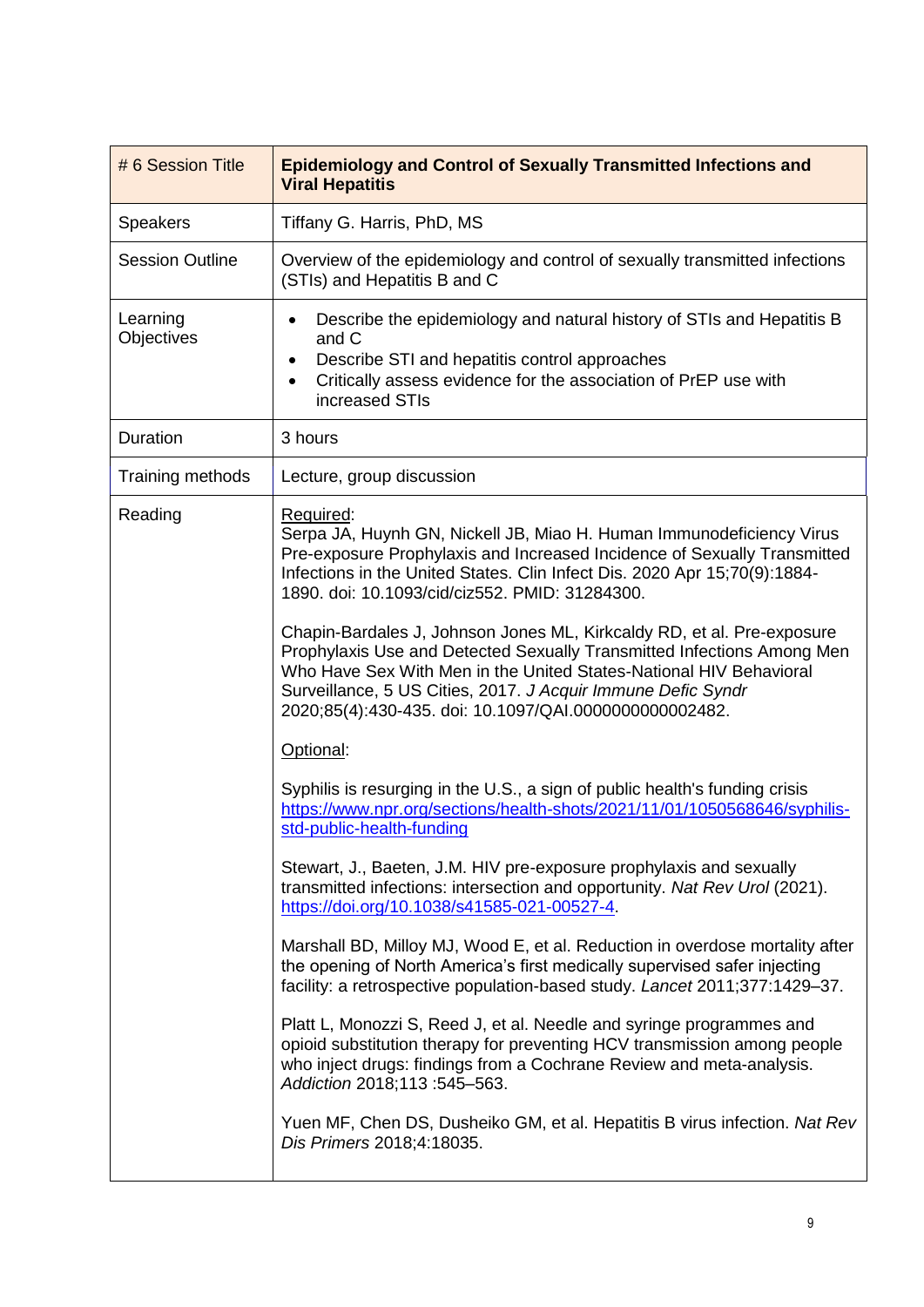| # 6 Session Title | **Epidemiology and Control of Sexually Transmitted Infections and Viral Hepatitis** |
|---|---|
| Speakers | Tiffany G. Harris, PhD, MS |
| Session Outline | Overview of the epidemiology and control of sexually transmitted infections (STIs) and Hepatitis B and C |
| Learning Objectives | • Describe the epidemiology and natural history of STIs and Hepatitis B and C<br>• Describe STI and hepatitis control approaches<br>• Critically assess evidence for the association of PrEP use with increased STIs |
| Duration | 3 hours |
| Training methods | Lecture, group discussion |
| Reading | Required:<br>Serpa JA, Huynh GN, Nickell JB, Miao H. Human Immunodeficiency Virus Pre-exposure Prophylaxis and Increased Incidence of Sexually Transmitted Infections in the United States. Clin Infect Dis. 2020 Apr 15;70(9):1884-1890. doi: 10.1093/cid/ciz552. PMID: 31284300.<br><br>Chapin-Bardales J, Johnson Jones ML, Kirkcaldy RD, et al. Pre-exposure Prophylaxis Use and Detected Sexually Transmitted Infections Among Men Who Have Sex With Men in the United States-National HIV Behavioral Surveillance, 5 US Cities, 2017. *J Acquir Immune Defic Syndr* 2020;85(4):430-435. doi: 10.1097/QAI.0000000000002482.<br><br>Optional:<br><br>Syphilis is resurging in the U.S., a sign of public health's funding crisis https://www.npr.org/sections/health-shots/2021/11/01/1050568646/syphilis-std-public-health-funding<br><br>Stewart, J., Baeten, J.M. HIV pre-exposure prophylaxis and sexually transmitted infections: intersection and opportunity. *Nat Rev Urol* (2021). https://doi.org/10.1038/s41585-021-00527-4.<br><br>Marshall BD, Milloy MJ, Wood E, et al. Reduction in overdose mortality after the opening of North America's first medically supervised safer injecting facility: a retrospective population-based study. *Lancet* 2011;377:1429–37.<br><br>Platt L, Monozzi S, Reed J, et al. Needle and syringe programmes and opioid substitution therapy for preventing HCV transmission among people who inject drugs: findings from a Cochrane Review and meta-analysis. *Addiction* 2018;113 :545–563.<br><br>Yuen MF, Chen DS, Dusheiko GM, et al. Hepatitis B virus infection. *Nat Rev Dis Primers* 2018;4:18035. |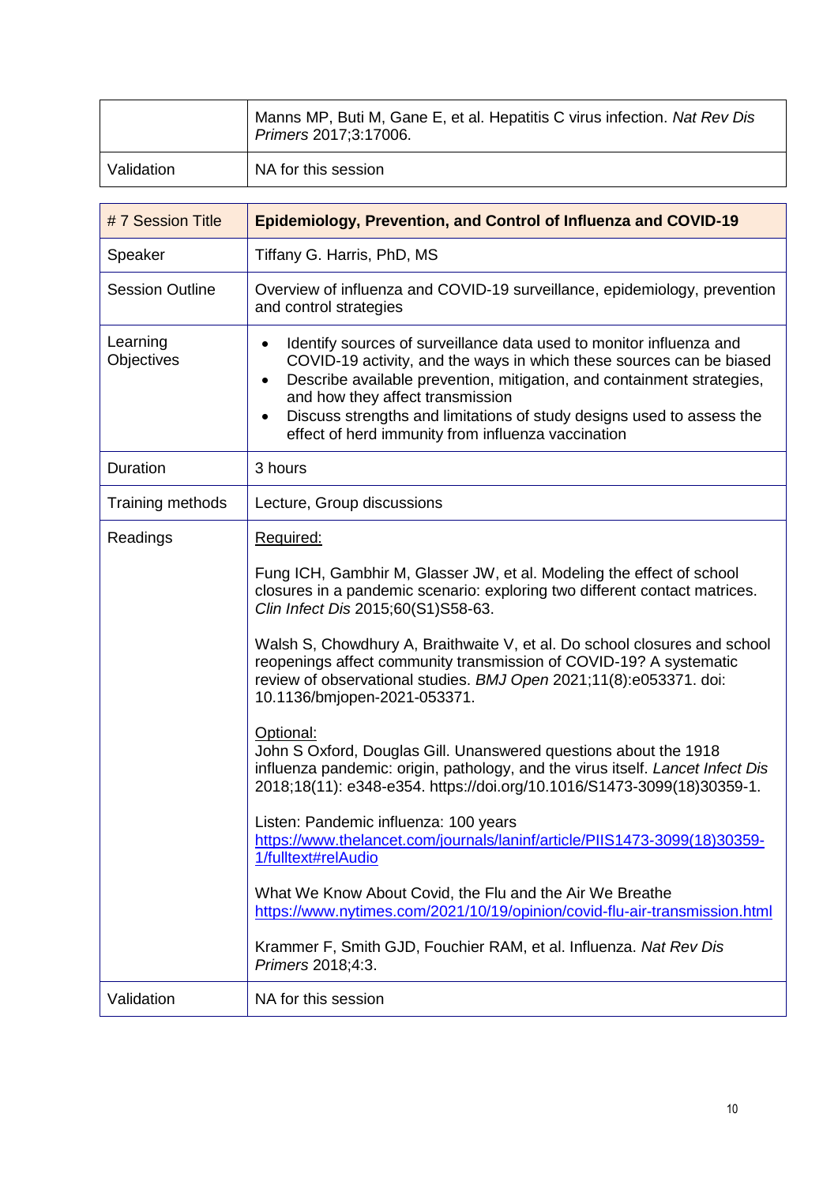| | |
|---|---|
| | Manns MP, Buti M, Gane E, et al. Hepatitis C virus infection. *Nat Rev Dis Primers* 2017;3:17006. |
| Validation | NA for this session |

| # 7 Session Title | **Epidemiology, Prevention, and Control of Influenza and COVID-19** |
|---|---|
| Speaker | Tiffany G. Harris, PhD, MS |
| Session Outline | Overview of influenza and COVID-19 surveillance, epidemiology, prevention and control strategies |
| Learning Objectives | • Identify sources of surveillance data used to monitor influenza and COVID-19 activity, and the ways in which these sources can be biased<br>• Describe available prevention, mitigation, and containment strategies, and how they affect transmission<br>• Discuss strengths and limitations of study designs used to assess the effect of herd immunity from influenza vaccination |
| Duration | 3 hours |
| Training methods | Lecture, Group discussions |
| Readings | Required:<br><br>Fung ICH, Gambhir M, Glasser JW, et al. Modeling the effect of school closures in a pandemic scenario: exploring two different contact matrices. *Clin Infect Dis* 2015;60(S1)S58-63.<br><br>Walsh S, Chowdhury A, Braithwaite V, et al. Do school closures and school reopenings affect community transmission of COVID-19? A systematic review of observational studies. *BMJ Open* 2021;11(8):e053371. doi: 10.1136/bmjopen-2021-053371.<br><br>Optional:<br>John S Oxford, Douglas Gill. Unanswered questions about the 1918 influenza pandemic: origin, pathology, and the virus itself. *Lancet Infect Dis* 2018;18(11): e348-e354. https://doi.org/10.1016/S1473-3099(18)30359-1.<br><br>Listen: Pandemic influenza: 100 years<br>https://www.thelancet.com/journals/laninf/article/PIIS1473-3099(18)30359-1/fulltext#relAudio<br><br>What We Know About Covid, the Flu and the Air We Breathe<br>https://www.nytimes.com/2021/10/19/opinion/covid-flu-air-transmission.html<br><br>Krammer F, Smith GJD, Fouchier RAM, et al. Influenza. *Nat Rev Dis Primers* 2018;4:3. |
| Validation | NA for this session |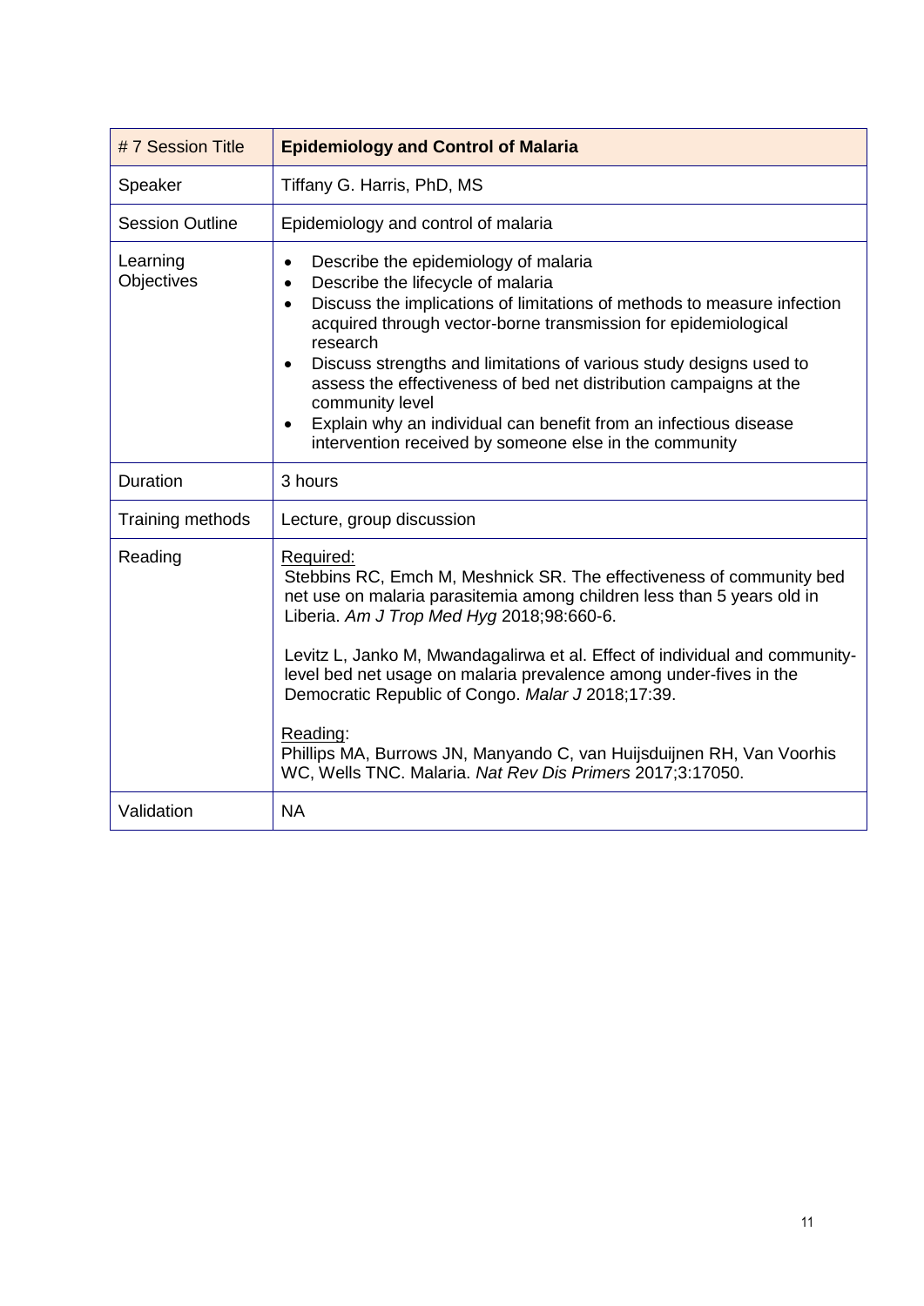| # 7 Session Title | **Epidemiology and Control of Malaria** |
|---|---|
| Speaker | Tiffany G. Harris, PhD, MS |
| Session Outline | Epidemiology and control of malaria |
| Learning Objectives | • Describe the epidemiology of malaria<br>• Describe the lifecycle of malaria<br>• Discuss the implications of limitations of methods to measure infection acquired through vector-borne transmission for epidemiological research<br>• Discuss strengths and limitations of various study designs used to assess the effectiveness of bed net distribution campaigns at the community level<br>• Explain why an individual can benefit from an infectious disease intervention received by someone else in the community |
| Duration | 3 hours |
| Training methods | Lecture, group discussion |
| Reading | Required:<br>Stebbins RC, Emch M, Meshnick SR. The effectiveness of community bed net use on malaria parasitemia among children less than 5 years old in Liberia. *Am J Trop Med Hyg* 2018;98:660-6.<br><br>Levitz L, Janko M, Mwandagalirwa et al. Effect of individual and community-level bed net usage on malaria prevalence among under-fives in the Democratic Republic of Congo. *Malar J* 2018;17:39.<br><br>Reading:<br>Phillips MA, Burrows JN, Manyando C, van Huijsduijnen RH, Van Voorhis WC, Wells TNC. Malaria. *Nat Rev Dis Primers* 2017;3:17050. |
| Validation | NA |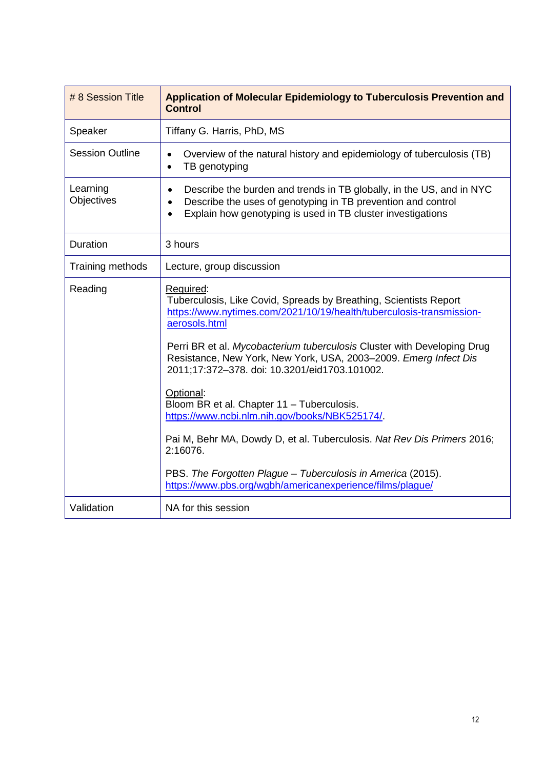| # 8 Session Title | **Application of Molecular Epidemiology to Tuberculosis Prevention and Control** |
| --- | --- |
| Speaker | Tiffany G. Harris, PhD, MS |
| Session Outline | • Overview of the natural history and epidemiology of tuberculosis (TB)<br>• TB genotyping |
| Learning Objectives | • Describe the burden and trends in TB globally, in the US, and in NYC<br>• Describe the uses of genotyping in TB prevention and control<br>• Explain how genotyping is used in TB cluster investigations |
| Duration | 3 hours |
| Training methods | Lecture, group discussion |
| Reading | Required:<br>Tuberculosis, Like Covid, Spreads by Breathing, Scientists Report https://www.nytimes.com/2021/10/19/health/tuberculosis-transmission-aerosols.html<br><br>Perri BR et al. *Mycobacterium tuberculosis* Cluster with Developing Drug Resistance, New York, New York, USA, 2003–2009. *Emerg Infect Dis* 2011;17:372–378. doi: 10.3201/eid1703.101002.<br><br>Optional:<br>Bloom BR et al. Chapter 11 – Tuberculosis. https://www.ncbi.nlm.nih.gov/books/NBK525174/.<br><br>Pai M, Behr MA, Dowdy D, et al. Tuberculosis. *Nat Rev Dis Primers* 2016; 2:16076.<br><br>PBS. *The Forgotten Plague – Tuberculosis in America* (2015). https://www.pbs.org/wgbh/americanexperience/films/plague/ |
| Validation | NA for this session |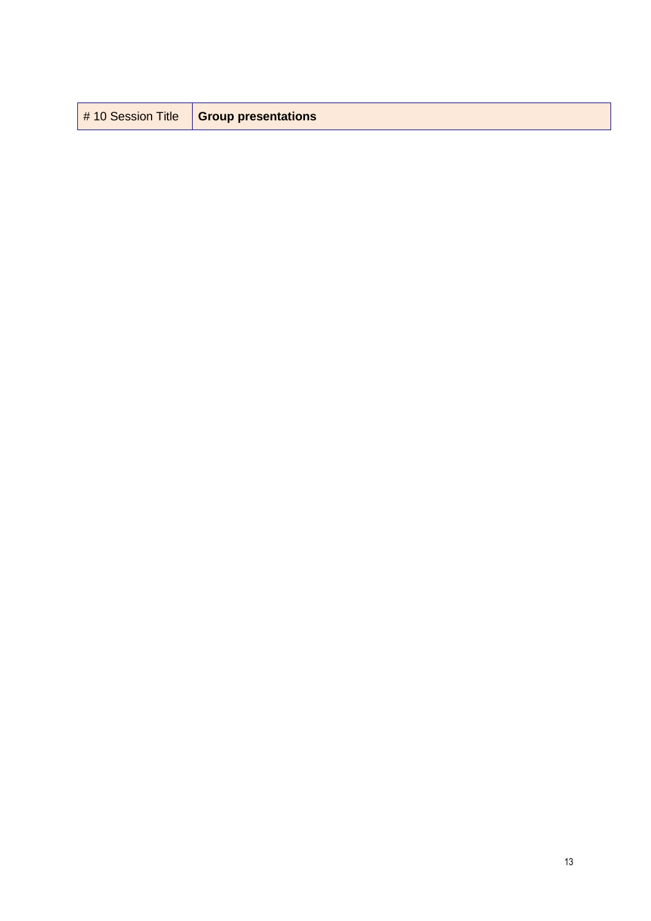| | |
| --- | --- |
| # 10 Session Title | **Group presentations** |